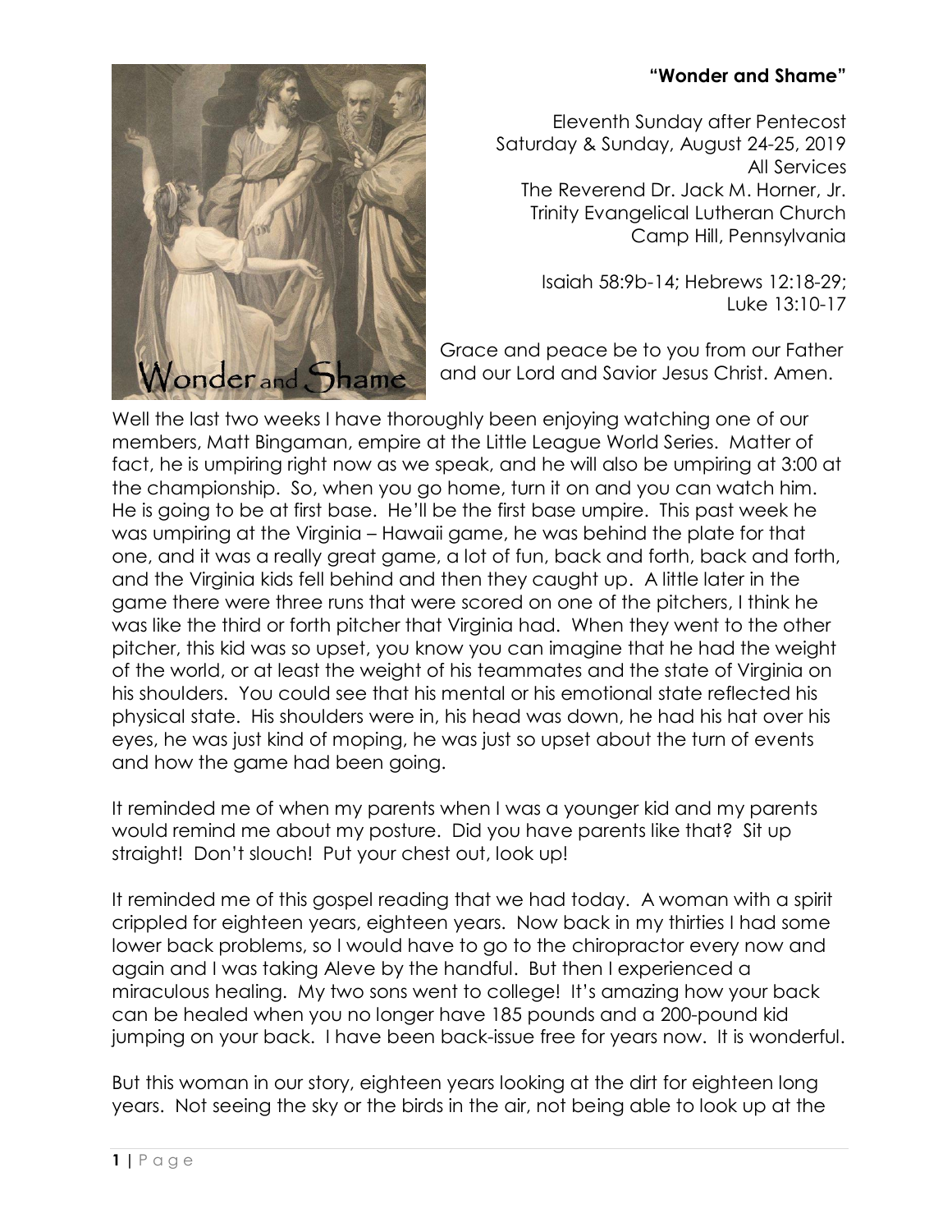**"Wonder and Shame"**

Eleventh Sunday after Pentecost
Saturday & Sunday, August 24-25, 2019
All Services
The Reverend Dr. Jack M. Horner, Jr.
Trinity Evangelical Lutheran Church
Camp Hill, Pennsylvania

Isaiah 58:9b-14; Hebrews 12:18-29;
Luke 13:10-17

Grace and peace be to you from our Father and our Lord and Savior Jesus Christ. Amen.

Well the last two weeks I have thoroughly been enjoying watching one of our members, Matt Bingaman, empire at the Little League World Series. Matter of fact, he is umpiring right now as we speak, and he will also be umpiring at 3:00 at the championship. So, when you go home, turn it on and you can watch him. He is going to be at first base. He'll be the first base umpire. This past week he was umpiring at the Virginia – Hawaii game, he was behind the plate for that one, and it was a really great game, a lot of fun, back and forth, back and forth, and the Virginia kids fell behind and then they caught up. A little later in the game there were three runs that were scored on one of the pitchers, I think he was like the third or forth pitcher that Virginia had. When they went to the other pitcher, this kid was so upset, you know you can imagine that he had the weight of the world, or at least the weight of his teammates and the state of Virginia on his shoulders. You could see that his mental or his emotional state reflected his physical state. His shoulders were in, his head was down, he had his hat over his eyes, he was just kind of moping, he was just so upset about the turn of events and how the game had been going.

It reminded me of when my parents when I was a younger kid and my parents would remind me about my posture. Did you have parents like that? Sit up straight! Don't slouch! Put your chest out, look up!

It reminded me of this gospel reading that we had today. A woman with a spirit crippled for eighteen years, eighteen years. Now back in my thirties I had some lower back problems, so I would have to go to the chiropractor every now and again and I was taking Aleve by the handful. But then I experienced a miraculous healing. My two sons went to college! It's amazing how your back can be healed when you no longer have 185 pounds and a 200-pound kid jumping on your back. I have been back-issue free for years now. It is wonderful.

But this woman in our story, eighteen years looking at the dirt for eighteen long years. Not seeing the sky or the birds in the air, not being able to look up at the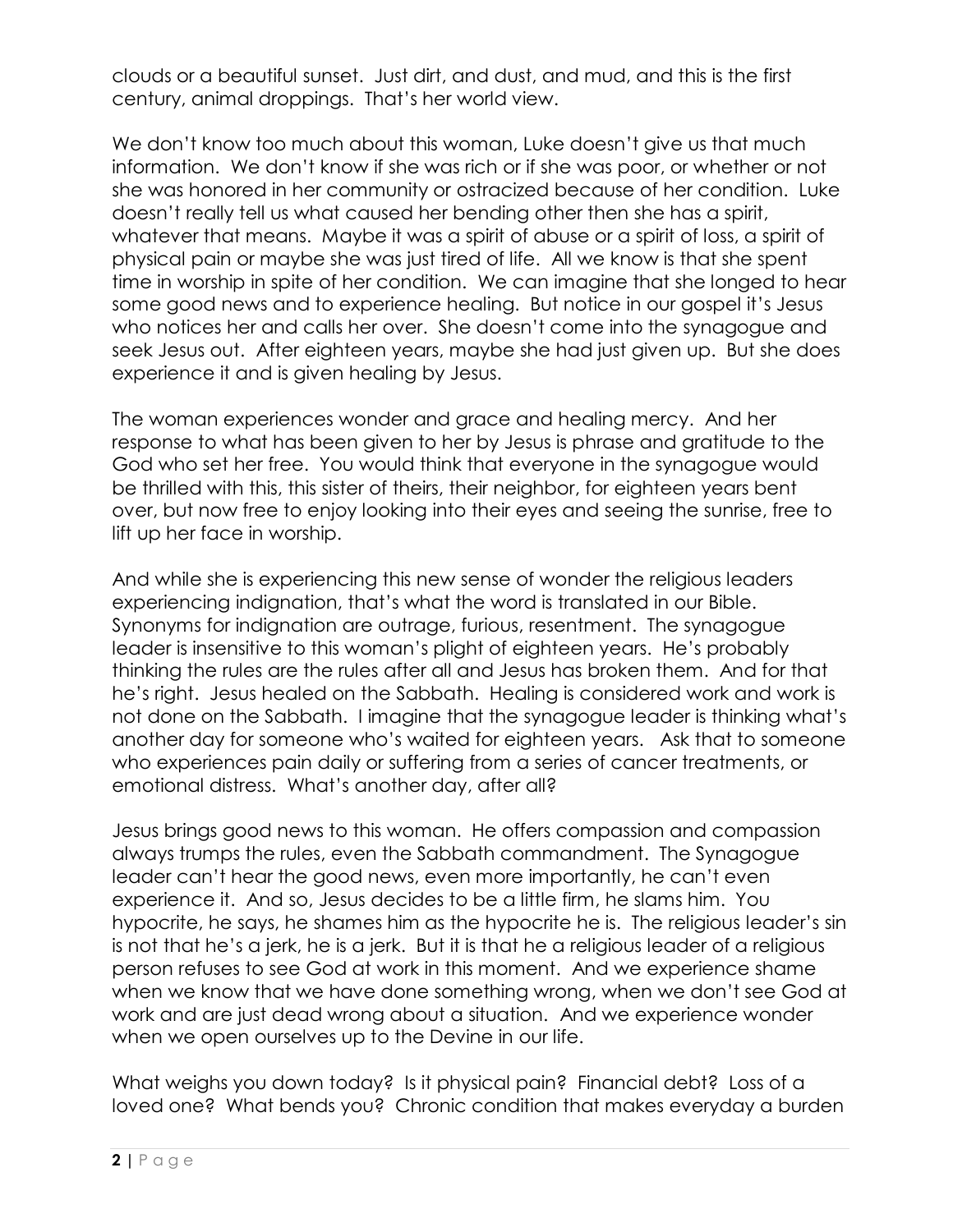clouds or a beautiful sunset. Just dirt, and dust, and mud, and this is the first century, animal droppings. That's her world view.

We don't know too much about this woman, Luke doesn't give us that much information. We don't know if she was rich or if she was poor, or whether or not she was honored in her community or ostracized because of her condition. Luke doesn't really tell us what caused her bending other then she has a spirit, whatever that means. Maybe it was a spirit of abuse or a spirit of loss, a spirit of physical pain or maybe she was just tired of life. All we know is that she spent time in worship in spite of her condition. We can imagine that she longed to hear some good news and to experience healing. But notice in our gospel it's Jesus who notices her and calls her over. She doesn't come into the synagogue and seek Jesus out. After eighteen years, maybe she had just given up. But she does experience it and is given healing by Jesus.

The woman experiences wonder and grace and healing mercy. And her response to what has been given to her by Jesus is phrase and gratitude to the God who set her free. You would think that everyone in the synagogue would be thrilled with this, this sister of theirs, their neighbor, for eighteen years bent over, but now free to enjoy looking into their eyes and seeing the sunrise, free to lift up her face in worship.

And while she is experiencing this new sense of wonder the religious leaders experiencing indignation, that's what the word is translated in our Bible. Synonyms for indignation are outrage, furious, resentment. The synagogue leader is insensitive to this woman's plight of eighteen years. He's probably thinking the rules are the rules after all and Jesus has broken them. And for that he's right. Jesus healed on the Sabbath. Healing is considered work and work is not done on the Sabbath. I imagine that the synagogue leader is thinking what's another day for someone who's waited for eighteen years. Ask that to someone who experiences pain daily or suffering from a series of cancer treatments, or emotional distress. What's another day, after all?

Jesus brings good news to this woman. He offers compassion and compassion always trumps the rules, even the Sabbath commandment. The Synagogue leader can't hear the good news, even more importantly, he can't even experience it. And so, Jesus decides to be a little firm, he slams him. You hypocrite, he says, he shames him as the hypocrite he is. The religious leader's sin is not that he's a jerk, he is a jerk. But it is that he a religious leader of a religious person refuses to see God at work in this moment. And we experience shame when we know that we have done something wrong, when we don't see God at work and are just dead wrong about a situation. And we experience wonder when we open ourselves up to the Devine in our life.

What weighs you down today? Is it physical pain? Financial debt? Loss of a loved one? What bends you? Chronic condition that makes everyday a burden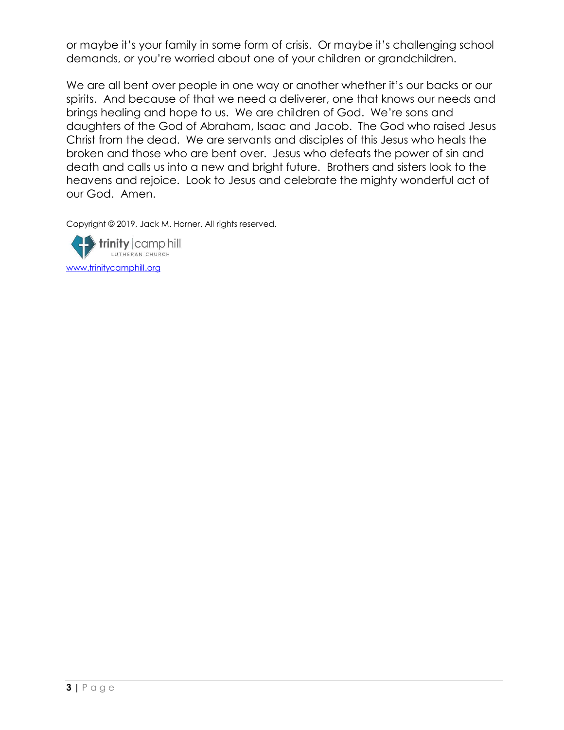or maybe it's your family in some form of crisis. Or maybe it's challenging school demands, or you're worried about one of your children or grandchildren.

We are all bent over people in one way or another whether it's our backs or our spirits. And because of that we need a deliverer, one that knows our needs and brings healing and hope to us. We are children of God. We're sons and daughters of the God of Abraham, Isaac and Jacob. The God who raised Jesus Christ from the dead. We are servants and disciples of this Jesus who heals the broken and those who are bent over. Jesus who defeats the power of sin and death and calls us into a new and bright future. Brothers and sisters look to the heavens and rejoice. Look to Jesus and celebrate the mighty wonderful act of our God. Amen.

Copyright © 2019, Jack M. Horner. All rights reserved.

trinity | camp hill
LUTHERAN CHURCH

www.trinitycamphill.org